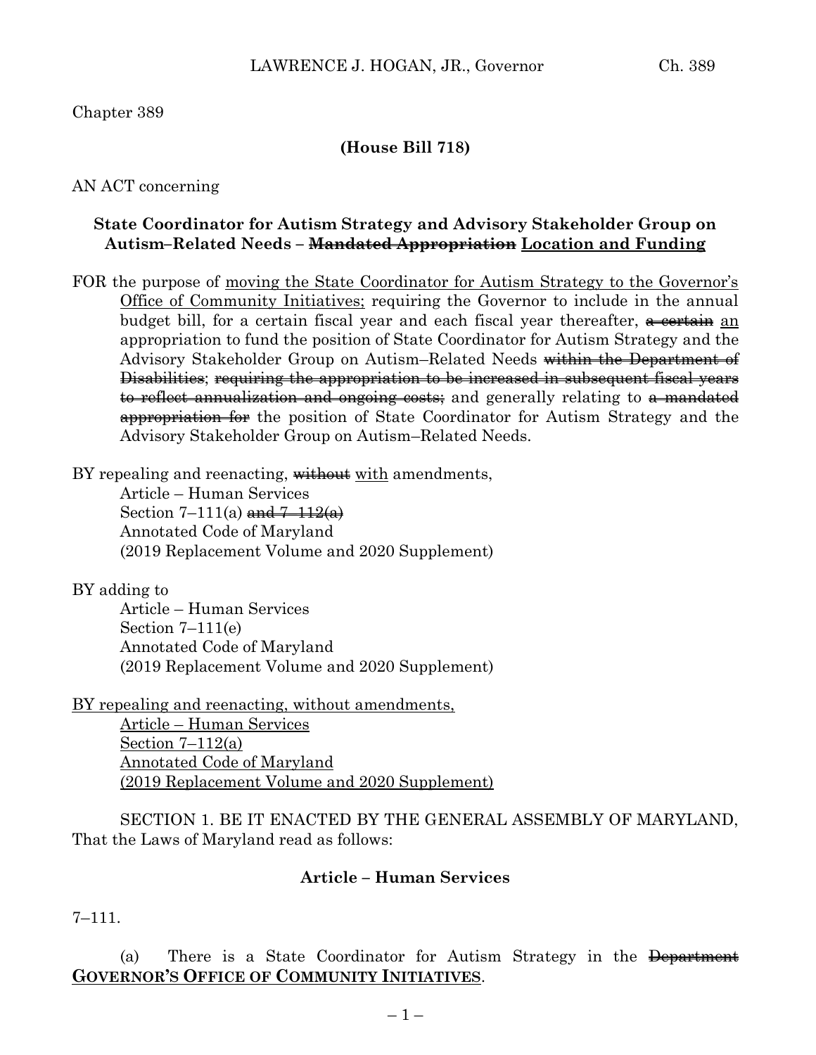Chapter 389

**(House Bill 718)**

AN ACT concerning

**State Coordinator for Autism Strategy and Advisory Stakeholder Group on Autism–Related Needs – ~~Mandated Appropriation~~ <u>Location and Funding</u>**

FOR the purpose of <u>moving the State Coordinator for Autism Strategy to the Governor's Office of Community Initiatives;</u> requiring the Governor to include in the annual budget bill, for a certain fiscal year and each fiscal year thereafter, ~~a certain~~ <u>an</u> appropriation to fund the position of State Coordinator for Autism Strategy and the Advisory Stakeholder Group on Autism–Related Needs ~~within the Department of Disabilities~~; ~~requiring the appropriation to be increased in subsequent fiscal years to reflect annualization and ongoing costs;~~ and generally relating to ~~a mandated appropriation for~~ the position of State Coordinator for Autism Strategy and the Advisory Stakeholder Group on Autism–Related Needs.

BY repealing and reenacting, ~~without~~ <u>with</u> amendments,
Article – Human Services
Section 7–111(a) ~~and 7–112(a)~~
Annotated Code of Maryland
(2019 Replacement Volume and 2020 Supplement)

BY adding to
Article – Human Services
Section 7–111(e)
Annotated Code of Maryland
(2019 Replacement Volume and 2020 Supplement)

<u>BY repealing and reenacting, without amendments,</u>
<u>Article – Human Services</u>
<u>Section 7–112(a)</u>
<u>Annotated Code of Maryland</u>
<u>(2019 Replacement Volume and 2020 Supplement)</u>

SECTION 1. BE IT ENACTED BY THE GENERAL ASSEMBLY OF MARYLAND, That the Laws of Maryland read as follows:

**Article – Human Services**

7–111.

(a) There is a State Coordinator for Autism Strategy in the ~~Department~~ <u>**GOVERNOR'S OFFICE OF COMMUNITY INITIATIVES**</u>.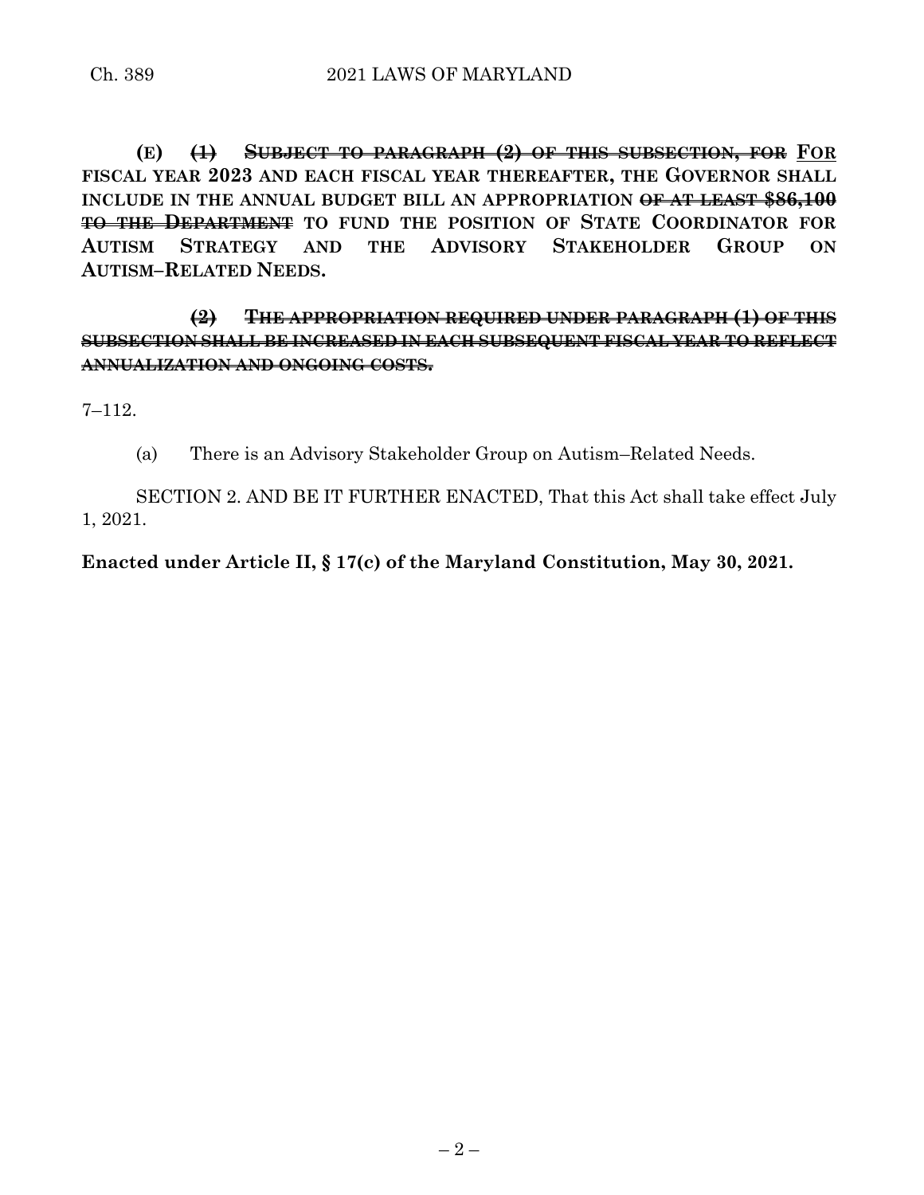**(E) ~~(1) SUBJECT TO PARAGRAPH (2) OF THIS SUBSECTION, FOR~~ FOR FISCAL YEAR 2023 AND EACH FISCAL YEAR THEREAFTER, THE GOVERNOR SHALL INCLUDE IN THE ANNUAL BUDGET BILL AN APPROPRIATION ~~OF AT LEAST $86,100 TO THE DEPARTMENT~~ TO FUND THE POSITION OF STATE COORDINATOR FOR AUTISM STRATEGY AND THE ADVISORY STAKEHOLDER GROUP ON AUTISM–RELATED NEEDS.**

**~~(2) THE APPROPRIATION REQUIRED UNDER PARAGRAPH (1) OF THIS SUBSECTION SHALL BE INCREASED IN EACH SUBSEQUENT FISCAL YEAR TO REFLECT ANNUALIZATION AND ONGOING COSTS.~~**

7–112.

(a) There is an Advisory Stakeholder Group on Autism–Related Needs.

SECTION 2. AND BE IT FURTHER ENACTED, That this Act shall take effect July 1, 2021.

**Enacted under Article II, § 17(c) of the Maryland Constitution, May 30, 2021.**